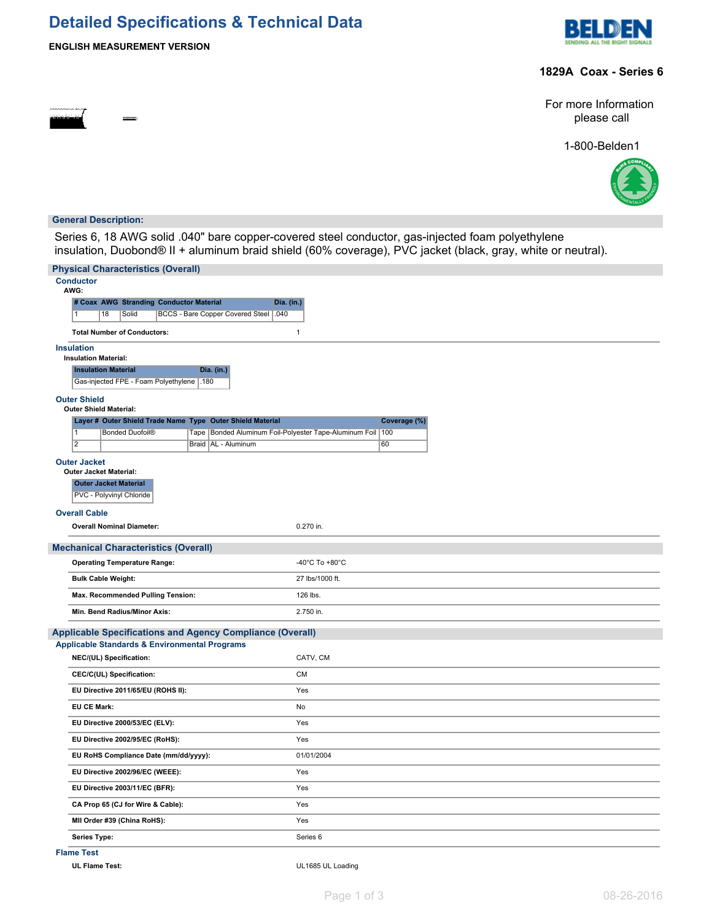# Detailed Specifications & Technical Data

**ENGLISH MEASUREMENT VERSION**

## 1829A Coax - Series 6

For more Information please call

1-800-Belden1

## General Description:

Series 6, 18 AWG solid .040" bare copper-covered steel conductor, gas-injected foam polyethylene insulation, Duobond® II + aluminum braid shield (60% coverage), PVC jacket (black, gray, white or neutral).

## Physical Characteristics (Overall)

### Conductor

**AWG:**

| # Coax | AWG | Stranding | Conductor Material | Dia. (in.) |
|---|---|---|---|---|
| 1 | 18 | Solid | BCCS - Bare Copper Covered Steel | .040 |

| | |
|---|---|
| **Total Number of Conductors:** | 1 |

### Insulation

**Insulation Material:**

| Insulation Material | Dia. (in.) |
|---|---|
| Gas-injected FPE - Foam Polyethylene | .180 |

### Outer Shield

**Outer Shield Material:**

| Layer # | Outer Shield Trade Name | Type | Outer Shield Material | Coverage (%) |
|---|---|---|---|---|
| 1 | Bonded Duofoil® | Tape | Bonded Aluminum Foil-Polyester Tape-Aluminum Foil | 100 |
| 2 | | Braid | AL - Aluminum | 60 |

### Outer Jacket

**Outer Jacket Material:**

| Outer Jacket Material |
|---|
| PVC - Polyvinyl Chloride |

### Overall Cable

| | |
|---|---|
| **Overall Nominal Diameter:** | 0.270 in. |

## Mechanical Characteristics (Overall)

| | |
|---|---|
| **Operating Temperature Range:** | -40°C To +80°C |
| **Bulk Cable Weight:** | 27 lbs/1000 ft. |
| **Max. Recommended Pulling Tension:** | 126 lbs. |
| **Min. Bend Radius/Minor Axis:** | 2.750 in. |

## Applicable Specifications and Agency Compliance (Overall)

### Applicable Standards & Environmental Programs

| | |
|---|---|
| **NEC/(UL) Specification:** | CATV, CM |
| **CEC/C(UL) Specification:** | CM |
| **EU Directive 2011/65/EU (ROHS II):** | Yes |
| **EU CE Mark:** | No |
| **EU Directive 2000/53/EC (ELV):** | Yes |
| **EU Directive 2002/95/EC (RoHS):** | Yes |
| **EU RoHS Compliance Date (mm/dd/yyyy):** | 01/01/2004 |
| **EU Directive 2002/96/EC (WEEE):** | Yes |
| **EU Directive 2003/11/EC (BFR):** | Yes |
| **CA Prop 65 (CJ for Wire & Cable):** | Yes |
| **MII Order #39 (China RoHS):** | Yes |
| **Series Type:** | Series 6 |

### Flame Test

| | |
|---|---|
| **UL Flame Test:** | UL1685 UL Loading |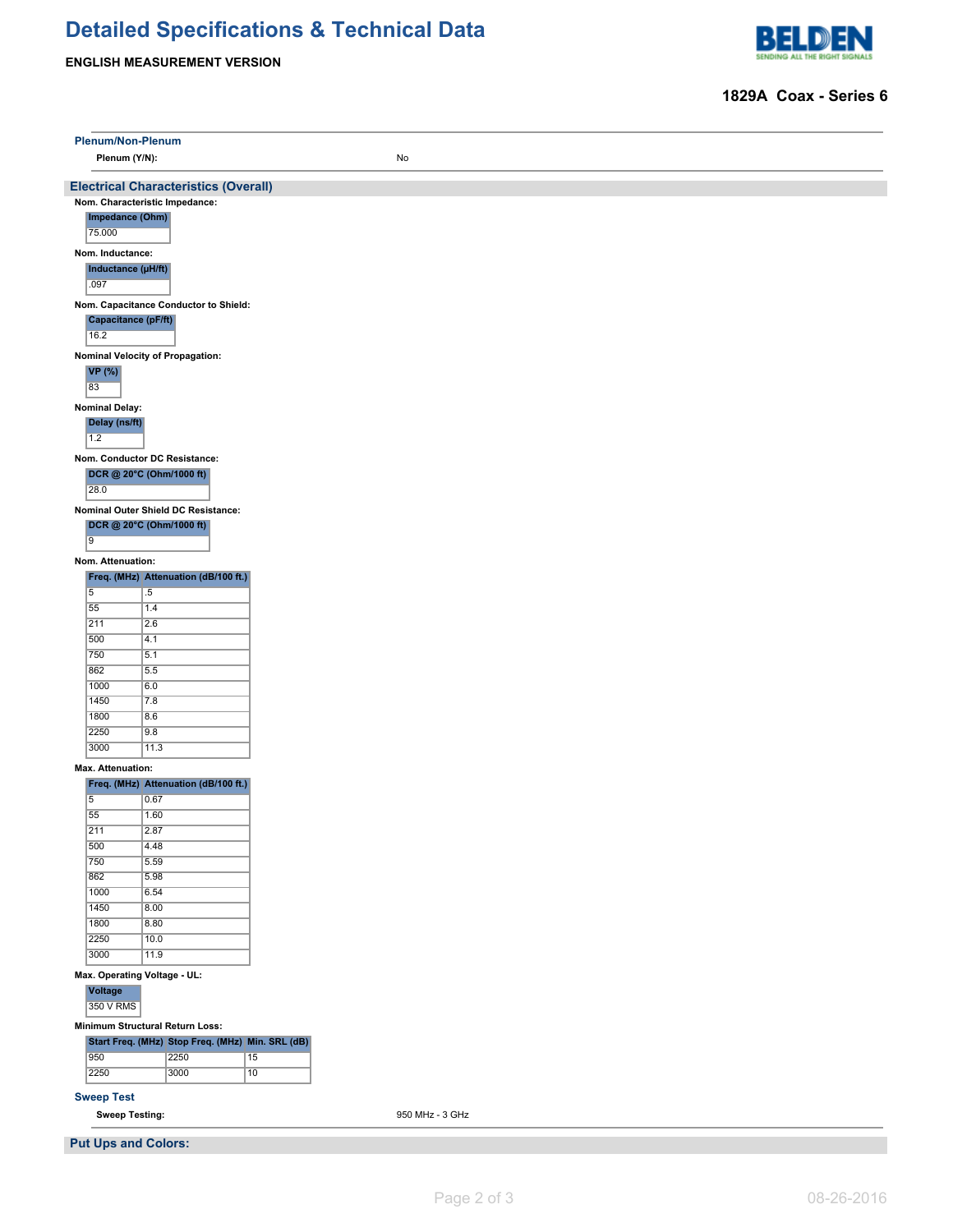# Detailed Specifications & Technical Data

**ENGLISH MEASUREMENT VERSION**

## 1829A Coax - Series 6

### Plenum/Non-Plenum

**Plenum (Y/N):** No

## Electrical Characteristics (Overall)

**Nom. Characteristic Impedance:**

| Impedance (Ohm) |
|---|
| 75.000 |

**Nom. Inductance:**

| Inductance (µH/ft) |
|---|
| .097 |

**Nom. Capacitance Conductor to Shield:**

| Capacitance (pF/ft) |
|---|
| 16.2 |

**Nominal Velocity of Propagation:**

| VP (%) |
|---|
| 83 |

**Nominal Delay:**

| Delay (ns/ft) |
|---|
| 1.2 |

**Nom. Conductor DC Resistance:**

| DCR @ 20°C (Ohm/1000 ft) |
|---|
| 28.0 |

**Nominal Outer Shield DC Resistance:**

| DCR @ 20°C (Ohm/1000 ft) |
|---|
| 9 |

**Nom. Attenuation:**

| Freq. (MHz) | Attenuation (dB/100 ft.) |
|---|---|
| 5 | .5 |
| 55 | 1.4 |
| 211 | 2.6 |
| 500 | 4.1 |
| 750 | 5.1 |
| 862 | 5.5 |
| 1000 | 6.0 |
| 1450 | 7.8 |
| 1800 | 8.6 |
| 2250 | 9.8 |
| 3000 | 11.3 |

**Max. Attenuation:**

| Freq. (MHz) | Attenuation (dB/100 ft.) |
|---|---|
| 5 | 0.67 |
| 55 | 1.60 |
| 211 | 2.87 |
| 500 | 4.48 |
| 750 | 5.59 |
| 862 | 5.98 |
| 1000 | 6.54 |
| 1450 | 8.00 |
| 1800 | 8.80 |
| 2250 | 10.0 |
| 3000 | 11.9 |

**Max. Operating Voltage - UL:**

| Voltage |
|---|
| 350 V RMS |

**Minimum Structural Return Loss:**

| Start Freq. (MHz) | Stop Freq. (MHz) | Min. SRL (dB) |
|---|---|---|
| 950 | 2250 | 15 |
| 2250 | 3000 | 10 |

### Sweep Test

**Sweep Testing:** 950 MHz - 3 GHz

## Put Ups and Colors: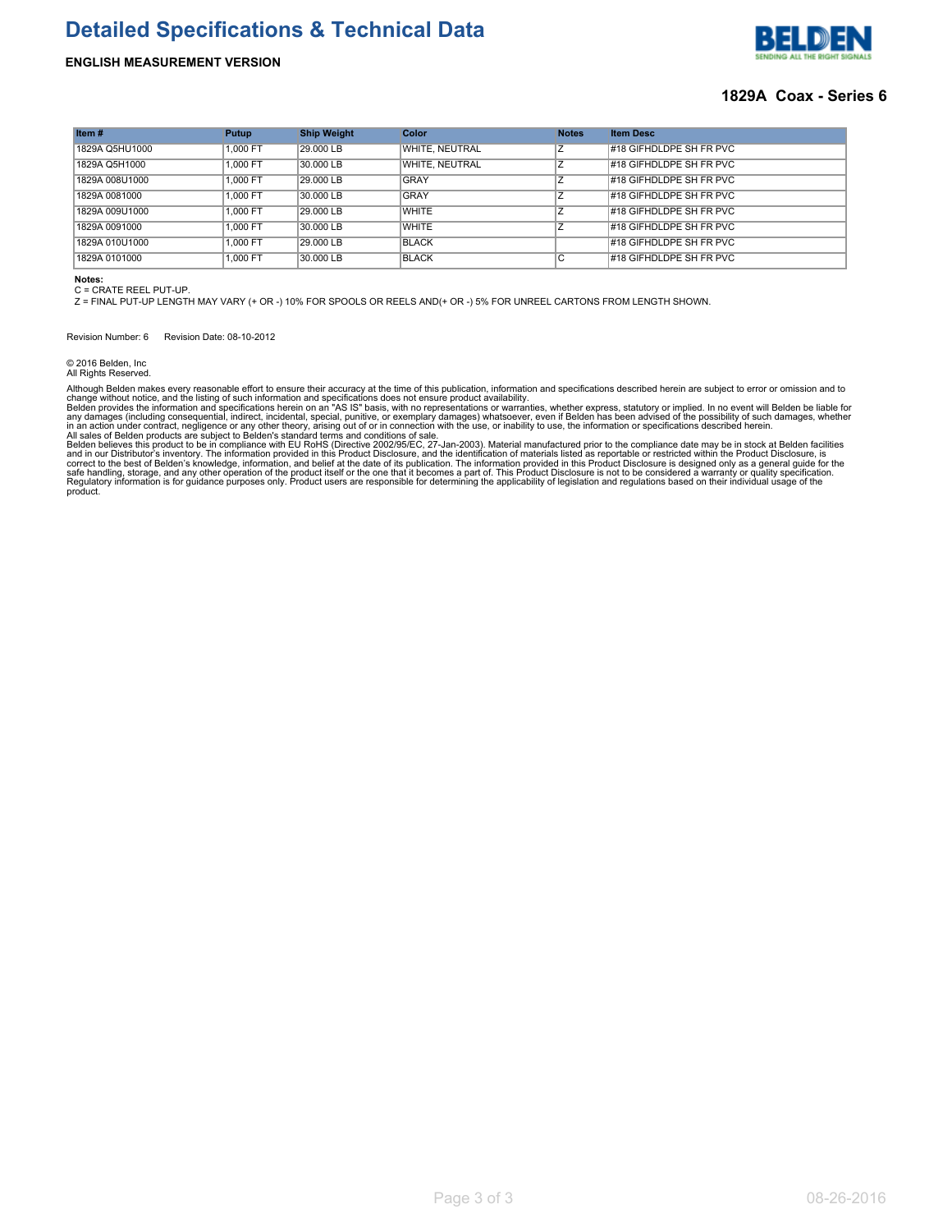# Detailed Specifications & Technical Data

**ENGLISH MEASUREMENT VERSION**

## 1829A Coax - Series 6

| Item # | Putup | Ship Weight | Color | Notes | Item Desc |
|---|---|---|---|---|---|
| 1829A Q5HU1000 | 1,000 FT | 29.000 LB | WHITE, NEUTRAL | Z | #18 GIFHDLDPE SH FR PVC |
| 1829A Q5H1000 | 1,000 FT | 30.000 LB | WHITE, NEUTRAL | Z | #18 GIFHDLDPE SH FR PVC |
| 1829A 008U1000 | 1,000 FT | 29.000 LB | GRAY | Z | #18 GIFHDLDPE SH FR PVC |
| 1829A 0081000 | 1,000 FT | 30.000 LB | GRAY | Z | #18 GIFHDLDPE SH FR PVC |
| 1829A 009U1000 | 1,000 FT | 29.000 LB | WHITE | Z | #18 GIFHDLDPE SH FR PVC |
| 1829A 0091000 | 1,000 FT | 30.000 LB | WHITE | Z | #18 GIFHDLDPE SH FR PVC |
| 1829A 010U1000 | 1,000 FT | 29.000 LB | BLACK | | #18 GIFHDLDPE SH FR PVC |
| 1829A 0101000 | 1,000 FT | 30.000 LB | BLACK | C | #18 GIFHDLDPE SH FR PVC |

**Notes:**
C = CRATE REEL PUT-UP.
Z = FINAL PUT-UP LENGTH MAY VARY (+ OR -) 10% FOR SPOOLS OR REELS AND(+ OR -) 5% FOR UNREEL CARTONS FROM LENGTH SHOWN.

Revision Number: 6 Revision Date: 08-10-2012

© 2016 Belden, Inc
All Rights Reserved.

Although Belden makes every reasonable effort to ensure their accuracy at the time of this publication, information and specifications described herein are subject to error or omission and to change without notice, and the listing of such information and specifications does not ensure product availability.
Belden provides the information and specifications herein on an "AS IS" basis, with no representations or warranties, whether express, statutory or implied. In no event will Belden be liable for any damages (including consequential, indirect, incidental, special, punitive, or exemplary damages) whatsoever, even if Belden has been advised of the possibility of such damages, whether in an action under contract, negligence or any other theory, arising out of or in connection with the use, or inability to use, the information or specifications described herein.
All sales of Belden products are subject to Belden's standard terms and conditions of sale.
Belden believes this product to be in compliance with EU RoHS (Directive 2002/95/EC, 27-Jan-2003). Material manufactured prior to the compliance date may be in stock at Belden facilities and in our Distributor's inventory. The information provided in this Product Disclosure, and the identification of materials listed as reportable or restricted within the Product Disclosure, is correct to the best of Belden's knowledge, information, and belief at the date of its publication. The information provided in this Product Disclosure is designed only as a general guide for the safe handling, storage, and any other operation of the product itself or the one that it becomes a part of. This Product Disclosure is not to be considered a warranty or quality specification. Regulatory information is for guidance purposes only. Product users are responsible for determining the applicability of legislation and regulations based on their individual usage of the product.